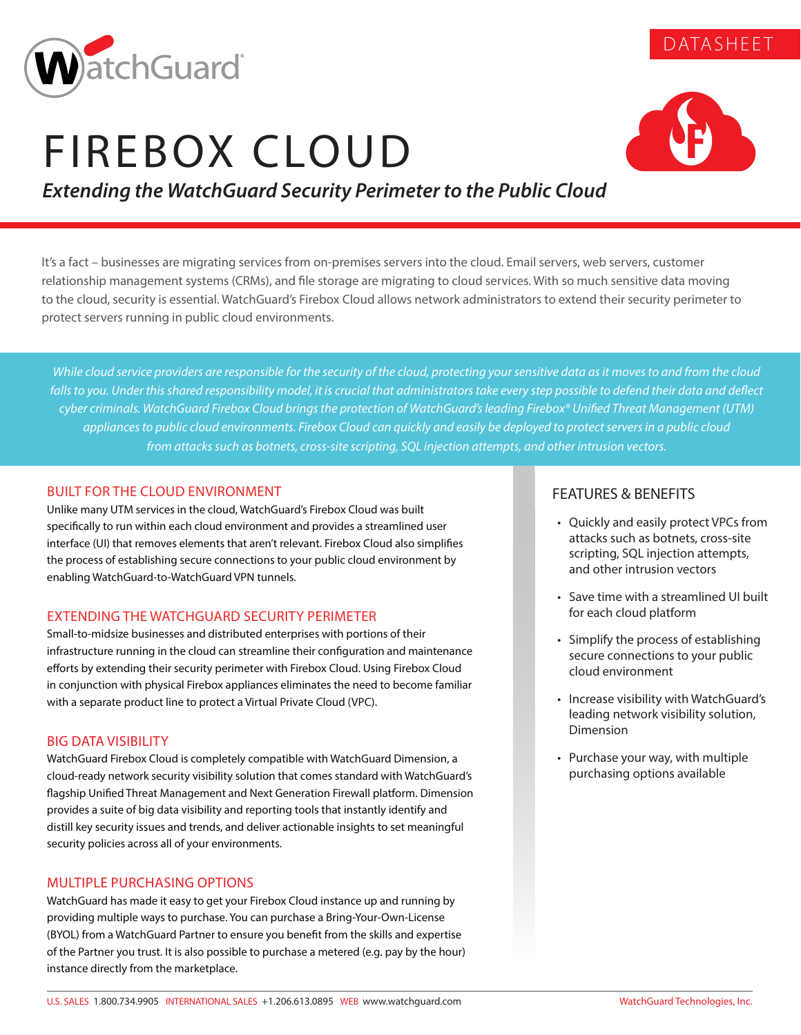DATASHEET

# FIREBOX CLOUD

***Extending the WatchGuard Security Perimeter to the Public Cloud***

It's a fact – businesses are migrating services from on-premises servers into the cloud. Email servers, web servers, customer relationship management systems (CRMs), and file storage are migrating to cloud services. With so much sensitive data moving to the cloud, security is essential. WatchGuard's Firebox Cloud allows network administrators to extend their security perimeter to protect servers running in public cloud environments.

*While cloud service providers are responsible for the security of the cloud, protecting your sensitive data as it moves to and from the cloud falls to you. Under this shared responsibility model, it is crucial that administrators take every step possible to defend their data and deflect cyber criminals. WatchGuard Firebox Cloud brings the protection of WatchGuard's leading Firebox® Unified Threat Management (UTM) appliances to public cloud environments. Firebox Cloud can quickly and easily be deployed to protect servers in a public cloud from attacks such as botnets, cross-site scripting, SQL injection attempts, and other intrusion vectors.*

## BUILT FOR THE CLOUD ENVIRONMENT

Unlike many UTM services in the cloud, WatchGuard's Firebox Cloud was built specifically to run within each cloud environment and provides a streamlined user interface (UI) that removes elements that aren't relevant. Firebox Cloud also simplifies the process of establishing secure connections to your public cloud environment by enabling WatchGuard-to-WatchGuard VPN tunnels.

## EXTENDING THE WATCHGUARD SECURITY PERIMETER

Small-to-midsize businesses and distributed enterprises with portions of their infrastructure running in the cloud can streamline their configuration and maintenance efforts by extending their security perimeter with Firebox Cloud. Using Firebox Cloud in conjunction with physical Firebox appliances eliminates the need to become familiar with a separate product line to protect a Virtual Private Cloud (VPC).

## BIG DATA VISIBILITY

WatchGuard Firebox Cloud is completely compatible with WatchGuard Dimension, a cloud-ready network security visibility solution that comes standard with WatchGuard's flagship Unified Threat Management and Next Generation Firewall platform. Dimension provides a suite of big data visibility and reporting tools that instantly identify and distill key security issues and trends, and deliver actionable insights to set meaningful security policies across all of your environments.

## MULTIPLE PURCHASING OPTIONS

WatchGuard has made it easy to get your Firebox Cloud instance up and running by providing multiple ways to purchase. You can purchase a Bring-Your-Own-License (BYOL) from a WatchGuard Partner to ensure you benefit from the skills and expertise of the Partner you trust. It is also possible to purchase a metered (e.g. pay by the hour) instance directly from the marketplace.

## FEATURES & BENEFITS

- Quickly and easily protect VPCs from attacks such as botnets, cross-site scripting, SQL injection attempts, and other intrusion vectors
- Save time with a streamlined UI built for each cloud platform
- Simplify the process of establishing secure connections to your public cloud environment
- Increase visibility with WatchGuard's leading network visibility solution, Dimension
- Purchase your way, with multiple purchasing options available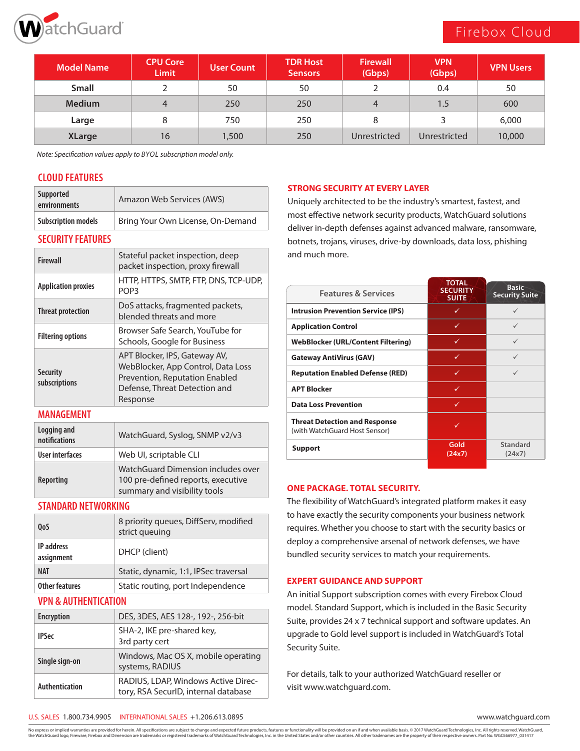# Firebox Cloud

| Model Name | CPU Core Limit | User Count | TDR Host Sensors | Firewall (Gbps) | VPN (Gbps) | VPN Users |
|---|---|---|---|---|---|---|
| Small | 2 | 50 | 50 | 2 | 0.4 | 50 |
| Medium | 4 | 250 | 250 | 4 | 1.5 | 600 |
| Large | 8 | 750 | 250 | 8 | 3 | 6,000 |
| XLarge | 16 | 1,500 | 250 | Unrestricted | Unrestricted | 10,000 |

*Note: Specification values apply to BYOL subscription model only.*

## CLOUD FEATURES

| | |
|---|---|
| Supported environments | Amazon Web Services (AWS) |
| Subscription models | Bring Your Own License, On-Demand |

## SECURITY FEATURES

| | |
|---|---|
| Firewall | Stateful packet inspection, deep packet inspection, proxy firewall |
| Application proxies | HTTP, HTTPS, SMTP, FTP, DNS, TCP-UDP, POP3 |
| Threat protection | DoS attacks, fragmented packets, blended threats and more |
| Filtering options | Browser Safe Search, YouTube for Schools, Google for Business |
| Security subscriptions | APT Blocker, IPS, Gateway AV, WebBlocker, App Control, Data Loss Prevention, Reputation Enabled Defense, Threat Detection and Response |

## MANAGEMENT

| | |
|---|---|
| Logging and notifications | WatchGuard, Syslog, SNMP v2/v3 |
| User interfaces | Web UI, scriptable CLI |
| Reporting | WatchGuard Dimension includes over 100 pre-defined reports, executive summary and visibility tools |

## STANDARD NETWORKING

| | |
|---|---|
| QoS | 8 priority queues, DiffServ, modified strict queuing |
| IP address assignment | DHCP (client) |
| NAT | Static, dynamic, 1:1, IPSec traversal |
| Other features | Static routing, port Independence |

## VPN & AUTHENTICATION

| | |
|---|---|
| Encryption | DES, 3DES, AES 128-, 192-, 256-bit |
| IPSec | SHA-2, IKE pre-shared key, 3rd party cert |
| Single sign-on | Windows, Mac OS X, mobile operating systems, RADIUS |
| Authentication | RADIUS, LDAP, Windows Active Directory, RSA SecurID, internal database |

## STRONG SECURITY AT EVERY LAYER

Uniquely architected to be the industry's smartest, fastest, and most effective network security products, WatchGuard solutions deliver in-depth defenses against advanced malware, ransomware, botnets, trojans, viruses, drive-by downloads, data loss, phishing and much more.

| Features & Services | TOTAL SECURITY SUITE | Basic Security Suite |
|---|---|---|
| Intrusion Prevention Service (IPS) | ✓ | ✓ |
| Application Control | ✓ | ✓ |
| WebBlocker (URL/Content Filtering) | ✓ | ✓ |
| Gateway AntiVirus (GAV) | ✓ | ✓ |
| Reputation Enabled Defense (RED) | ✓ | ✓ |
| APT Blocker | ✓ | |
| Data Loss Prevention | ✓ | |
| Threat Detection and Response (with WatchGuard Host Sensor) | ✓ | |
| Support | Gold (24x7) | Standard (24x7) |

## ONE PACKAGE. TOTAL SECURITY.

The flexibility of WatchGuard's integrated platform makes it easy to have exactly the security components your business network requires. Whether you choose to start with the security basics or deploy a comprehensive arsenal of network defenses, we have bundled security services to match your requirements.

## EXPERT GUIDANCE AND SUPPORT

An initial Support subscription comes with every Firebox Cloud model. Standard Support, which is included in the Basic Security Suite, provides 24 x 7 technical support and software updates. An upgrade to Gold level support is included in WatchGuard's Total Security Suite.

For details, talk to your authorized WatchGuard reseller or visit www.watchguard.com.

U.S. SALES 1.800.734.9905 INTERNATIONAL SALES +1.206.613.0895 www.watchguard.com

No express or implied warranties are provided for herein. All specifications are subject to change and expected future products, features or functionality will be provided on an if and when available basis. © 2017 WatchGuard Technologies, Inc. All rights reserved. WatchGuard, the WatchGuard logo, Fireware, Firebox and Dimension are trademarks or registered trademarks of WatchGuard Technologies, Inc. in the United States and/or other countries. All other tradenames are the property of their respective owners. Part No. WGCE66977_031417